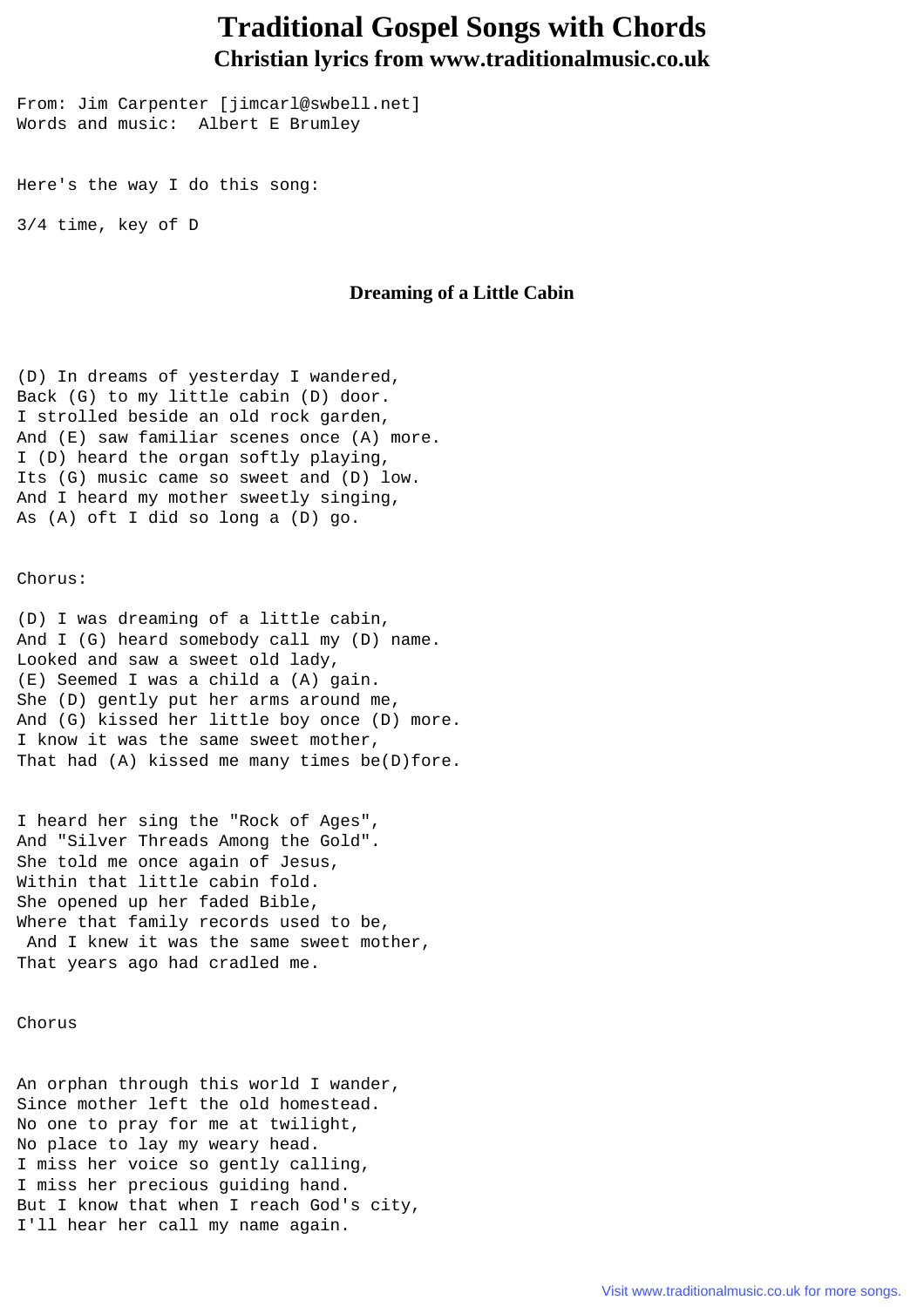# Traditional Gospel Songs with Chords
## Christian lyrics from www.traditionalmusic.co.uk

From: Jim Carpenter [jimcarl@swbell.net]
Words and music:  Albert E Brumley

Here's the way I do this song:

3/4 time, key of D

### Dreaming of a Little Cabin

(D) In dreams of yesterday I wandered,
Back (G) to my little cabin (D) door.
I strolled beside an old rock garden,
And (E) saw familiar scenes once (A) more.
I (D) heard the organ softly playing,
Its (G) music came so sweet and (D) low.
And I heard my mother sweetly singing,
As (A) oft I did so long a (D) go.

Chorus:

(D) I was dreaming of a little cabin,
And I (G) heard somebody call my (D) name.
Looked and saw a sweet old lady,
(E) Seemed I was a child a (A) gain.
She (D) gently put her arms around me,
And (G) kissed her little boy once (D) more.
I know it was the same sweet mother,
That had (A) kissed me many times be(D)fore.

I heard her sing the "Rock of Ages",
And "Silver Threads Among the Gold".
She told me once again of Jesus,
Within that little cabin fold.
She opened up her faded Bible,
Where that family records used to be,
And I knew it was the same sweet mother,
That years ago had cradled me.

Chorus

An orphan through this world I wander,
Since mother left the old homestead.
No one to pray for me at twilight,
No place to lay my weary head.
I miss her voice so gently calling,
I miss her precious guiding hand.
But I know that when I reach God's city,
I'll hear her call my name again.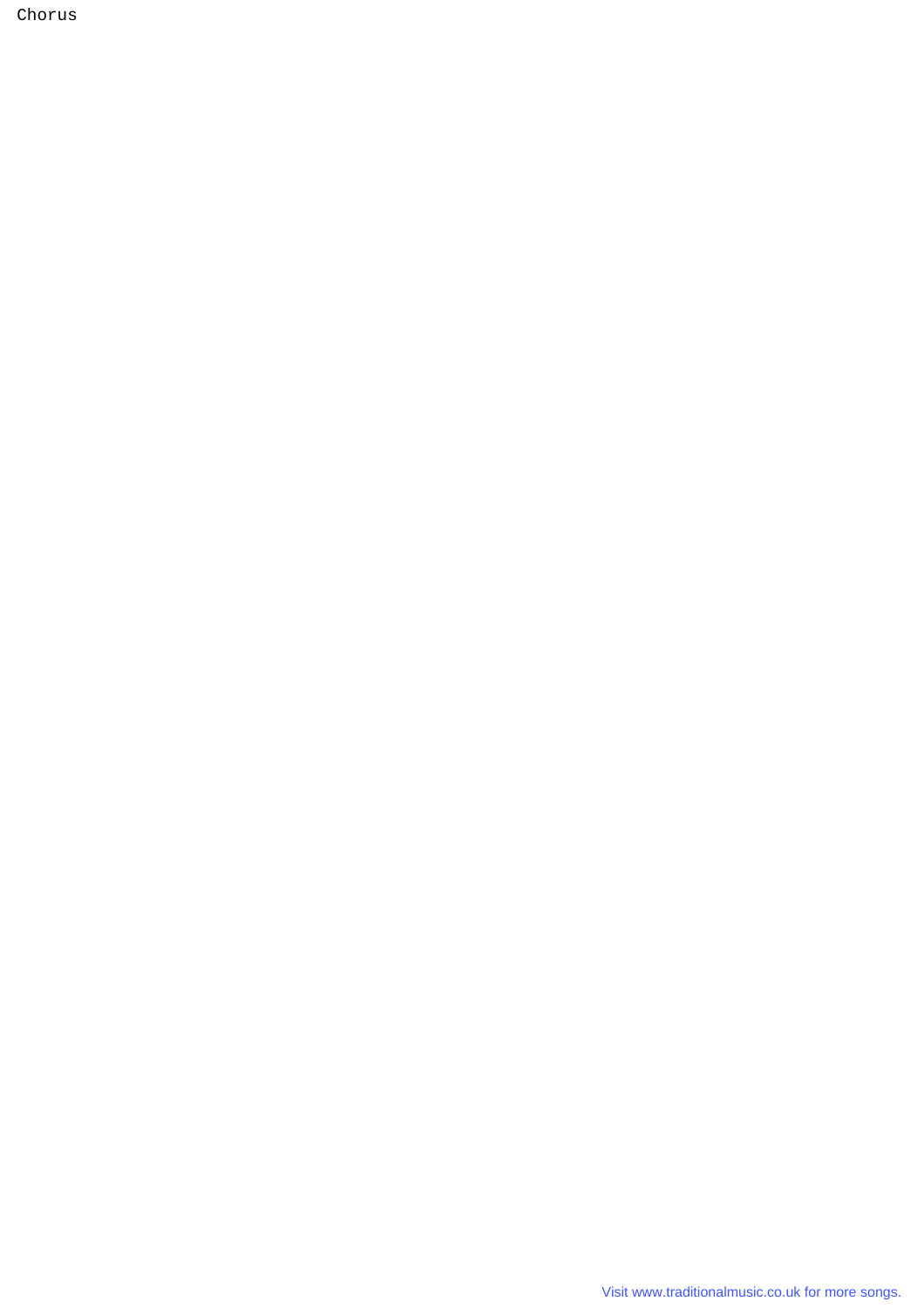Chorus